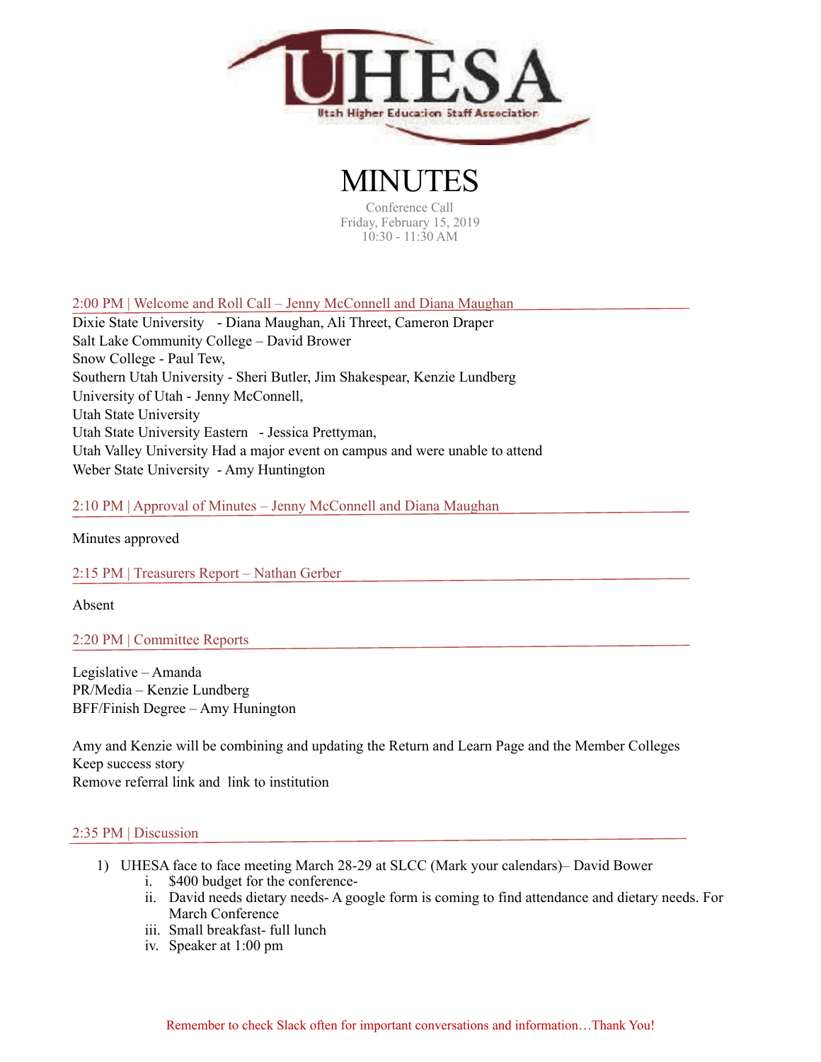UHESA

Utah Higher Education Staff Association

# MINUTES

Conference Call
Friday, February 15, 2019
10:30 - 11:30 AM

## 2:00 PM | Welcome and Roll Call – Jenny McConnell and Diana Maughan

Dixie State University - Diana Maughan, Ali Threet, Cameron Draper
Salt Lake Community College – David Brower
Snow College - Paul Tew,
Southern Utah University - Sheri Butler, Jim Shakespear, Kenzie Lundberg
University of Utah - Jenny McConnell,
Utah State University
Utah State University Eastern - Jessica Prettyman,
Utah Valley University Had a major event on campus and were unable to attend
Weber State University - Amy Huntington

## 2:10 PM | Approval of Minutes – Jenny McConnell and Diana Maughan

Minutes approved

## 2:15 PM | Treasurers Report – Nathan Gerber

Absent

## 2:20 PM | Committee Reports

Legislative – Amanda
PR/Media – Kenzie Lundberg
BFF/Finish Degree – Amy Hunington

Amy and Kenzie will be combining and updating the Return and Learn Page and the Member Colleges
Keep success story
Remove referral link and link to institution

## 2:35 PM | Discussion

1) UHESA face to face meeting March 28-29 at SLCC (Mark your calendars)– David Bower
   i. $400 budget for the conference-
   ii. David needs dietary needs- A google form is coming to find attendance and dietary needs. For March Conference
   iii. Small breakfast- full lunch
   iv. Speaker at 1:00 pm

Remember to check Slack often for important conversations and information…Thank You!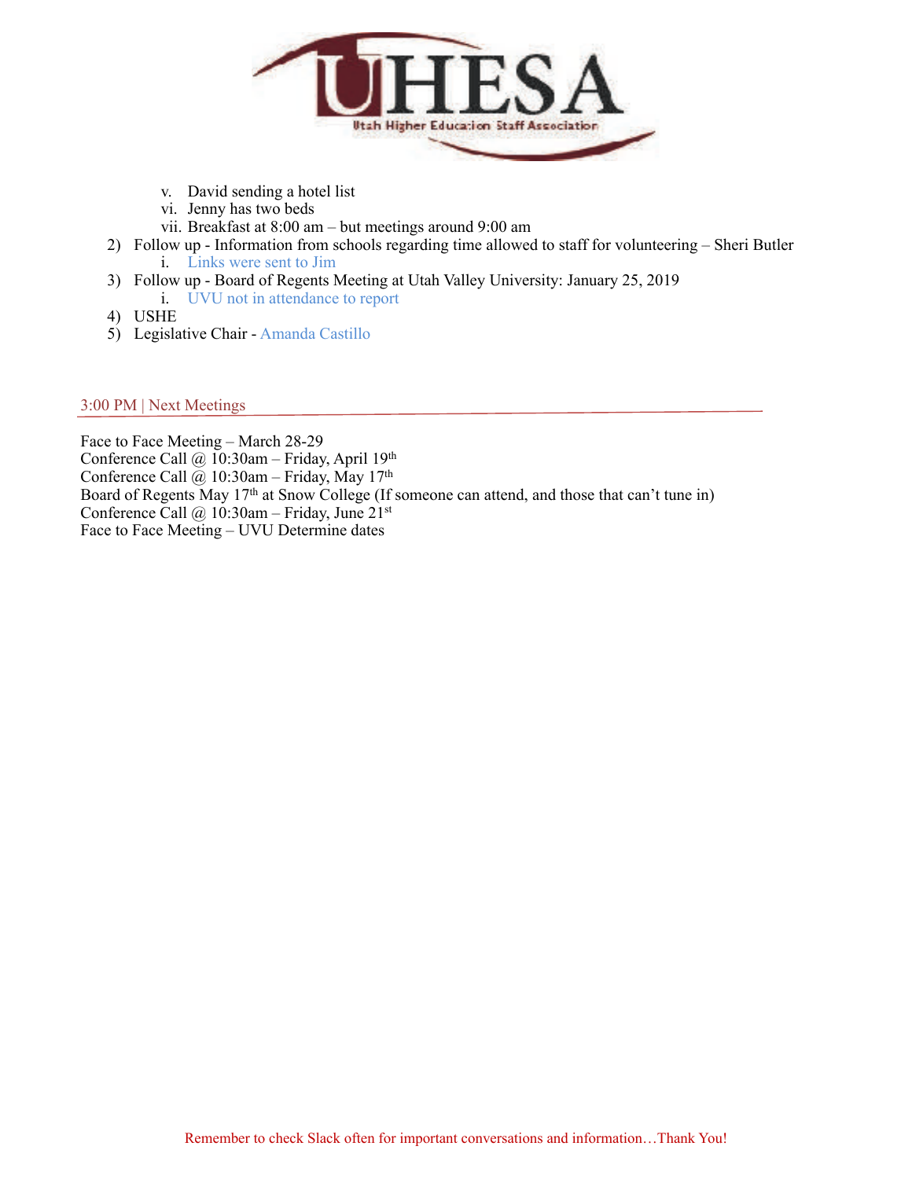v. David sending a hotel list
   vi. Jenny has two beds
   vii. Breakfast at 8:00 am – but meetings around 9:00 am

2) Follow up - Information from schools regarding time allowed to staff for volunteering – Sheri Butler
   i. Links were sent to Jim
3) Follow up - Board of Regents Meeting at Utah Valley University: January 25, 2019
   i. UVU not in attendance to report
4) USHE
5) Legislative Chair - Amanda Castillo

## 3:00 PM | Next Meetings

Face to Face Meeting – March 28-29
Conference Call @ 10:30am – Friday, April 19th
Conference Call @ 10:30am – Friday, May 17th
Board of Regents May 17th at Snow College (If someone can attend, and those that can't tune in)
Conference Call @ 10:30am – Friday, June 21st
Face to Face Meeting – UVU Determine dates

Remember to check Slack often for important conversations and information…Thank You!